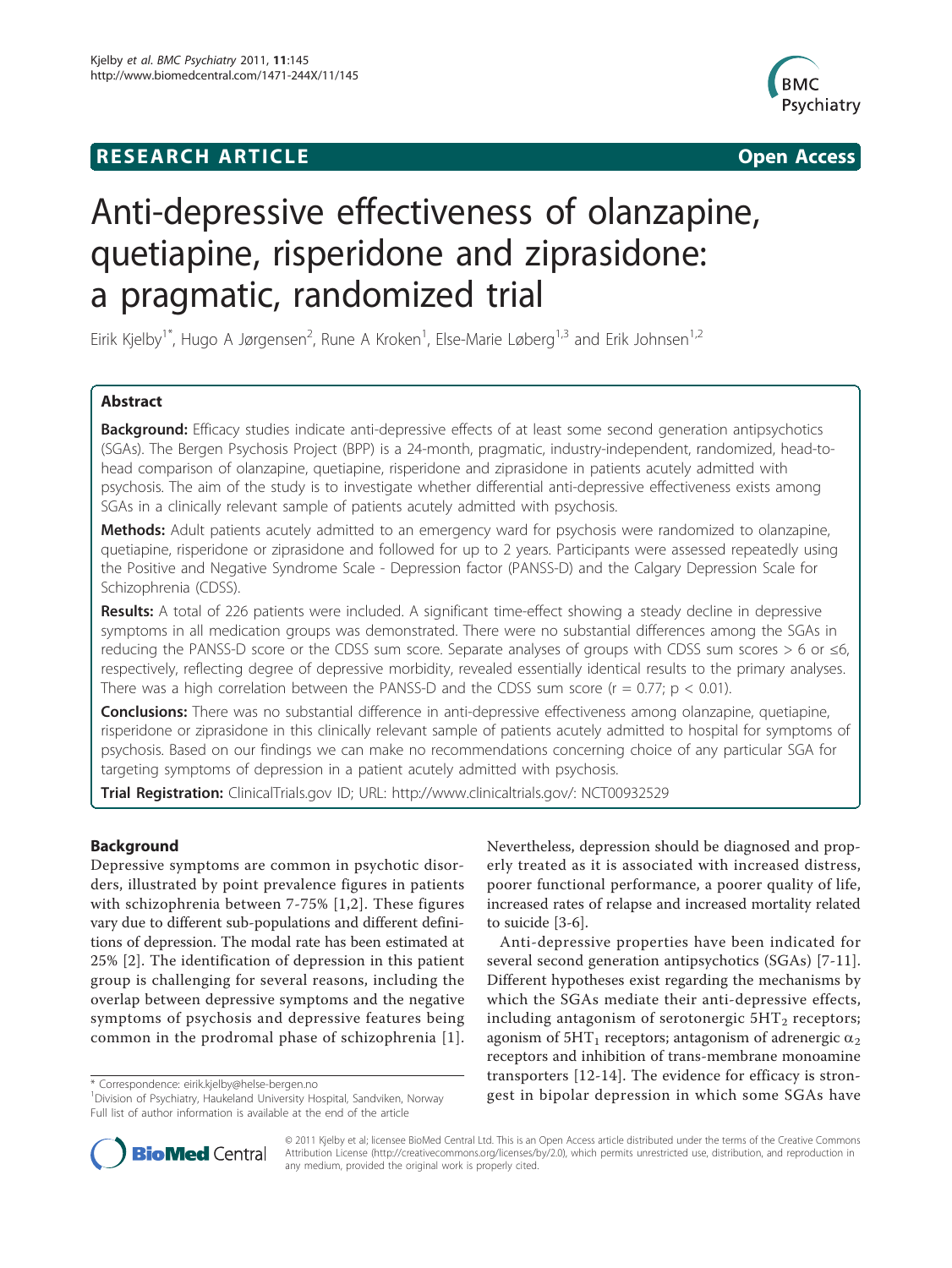## RESEARCH ARTICLE

Open Access

# Anti-depressive effectiveness of olanzapine, quetiapine, risperidone and ziprasidone: a pragmatic, randomized trial

Eirik Kjelby[1*], Hugo A Jørgensen[2], Rune A Kroken[1], Else-Marie Løberg[1,3] and Erik Johnsen[1,2]

## Abstract

**Background:** Efficacy studies indicate anti-depressive effects of at least some second generation antipsychotics (SGAs). The Bergen Psychosis Project (BPP) is a 24-month, pragmatic, industry-independent, randomized, head-to-head comparison of olanzapine, quetiapine, risperidone and ziprasidone in patients acutely admitted with psychosis. The aim of the study is to investigate whether differential anti-depressive effectiveness exists among SGAs in a clinically relevant sample of patients acutely admitted with psychosis.

**Methods:** Adult patients acutely admitted to an emergency ward for psychosis were randomized to olanzapine, quetiapine, risperidone or ziprasidone and followed for up to 2 years. Participants were assessed repeatedly using the Positive and Negative Syndrome Scale - Depression factor (PANSS-D) and the Calgary Depression Scale for Schizophrenia (CDSS).

**Results:** A total of 226 patients were included. A significant time-effect showing a steady decline in depressive symptoms in all medication groups was demonstrated. There were no substantial differences among the SGAs in reducing the PANSS-D score or the CDSS sum score. Separate analyses of groups with CDSS sum scores > 6 or ≤6, respectively, reflecting degree of depressive morbidity, revealed essentially identical results to the primary analyses. There was a high correlation between the PANSS-D and the CDSS sum score ($r = 0.77$; $p < 0.01$).

**Conclusions:** There was no substantial difference in anti-depressive effectiveness among olanzapine, quetiapine, risperidone or ziprasidone in this clinically relevant sample of patients acutely admitted to hospital for symptoms of psychosis. Based on our findings we can make no recommendations concerning choice of any particular SGA for targeting symptoms of depression in a patient acutely admitted with psychosis.

**Trial Registration:** ClinicalTrials.gov ID; URL: http://www.clinicaltrials.gov/: NCT00932529

## Background

Depressive symptoms are common in psychotic disorders, illustrated by point prevalence figures in patients with schizophrenia between 7-75% [1,2]. These figures vary due to different sub-populations and different definitions of depression. The modal rate has been estimated at 25% [2]. The identification of depression in this patient group is challenging for several reasons, including the overlap between depressive symptoms and the negative symptoms of psychosis and depressive features being common in the prodromal phase of schizophrenia [1]. Nevertheless, depression should be diagnosed and properly treated as it is associated with increased distress, poorer functional performance, a poorer quality of life, increased rates of relapse and increased mortality related to suicide [3-6].

Anti-depressive properties have been indicated for several second generation antipsychotics (SGAs) [7-11]. Different hypotheses exist regarding the mechanisms by which the SGAs mediate their anti-depressive effects, including antagonism of serotonergic $5HT_2$ receptors; agonism of $5HT_1$ receptors; antagonism of adrenergic $\alpha_2$ receptors and inhibition of trans-membrane monoamine transporters [12-14]. The evidence for efficacy is strongest in bipolar depression in which some SGAs have

\* Correspondence: eirik.kjelby@helse-bergen.no
[1]Division of Psychiatry, Haukeland University Hospital, Sandviken, Norway
Full list of author information is available at the end of the article

© 2011 Kjelby et al; licensee BioMed Central Ltd. This is an Open Access article distributed under the terms of the Creative Commons Attribution License (http://creativecommons.org/licenses/by/2.0), which permits unrestricted use, distribution, and reproduction in any medium, provided the original work is properly cited.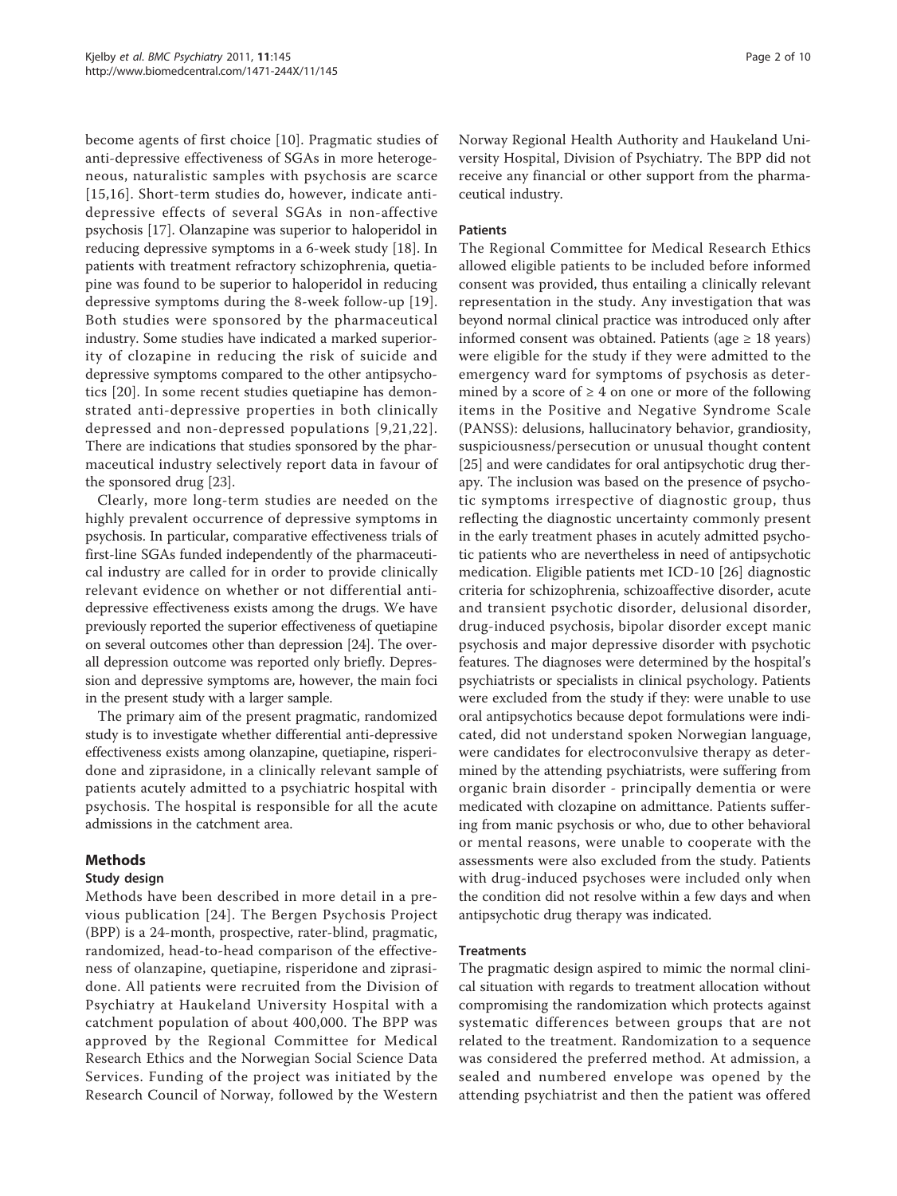become agents of first choice [10]. Pragmatic studies of anti-depressive effectiveness of SGAs in more heterogeneous, naturalistic samples with psychosis are scarce [15,16]. Short-term studies do, however, indicate anti-depressive effects of several SGAs in non-affective psychosis [17]. Olanzapine was superior to haloperidol in reducing depressive symptoms in a 6-week study [18]. In patients with treatment refractory schizophrenia, quetiapine was found to be superior to haloperidol in reducing depressive symptoms during the 8-week follow-up [19]. Both studies were sponsored by the pharmaceutical industry. Some studies have indicated a marked superiority of clozapine in reducing the risk of suicide and depressive symptoms compared to the other antipsychotics [20]. In some recent studies quetiapine has demonstrated anti-depressive properties in both clinically depressed and non-depressed populations [9,21,22]. There are indications that studies sponsored by the pharmaceutical industry selectively report data in favour of the sponsored drug [23].

Clearly, more long-term studies are needed on the highly prevalent occurrence of depressive symptoms in psychosis. In particular, comparative effectiveness trials of first-line SGAs funded independently of the pharmaceutical industry are called for in order to provide clinically relevant evidence on whether or not differential anti-depressive effectiveness exists among the drugs. We have previously reported the superior effectiveness of quetiapine on several outcomes other than depression [24]. The overall depression outcome was reported only briefly. Depression and depressive symptoms are, however, the main foci in the present study with a larger sample.

The primary aim of the present pragmatic, randomized study is to investigate whether differential anti-depressive effectiveness exists among olanzapine, quetiapine, risperidone and ziprasidone, in a clinically relevant sample of patients acutely admitted to a psychiatric hospital with psychosis. The hospital is responsible for all the acute admissions in the catchment area.

## Methods

### Study design

Methods have been described in more detail in a previous publication [24]. The Bergen Psychosis Project (BPP) is a 24-month, prospective, rater-blind, pragmatic, randomized, head-to-head comparison of the effectiveness of olanzapine, quetiapine, risperidone and ziprasidone. All patients were recruited from the Division of Psychiatry at Haukeland University Hospital with a catchment population of about 400,000. The BPP was approved by the Regional Committee for Medical Research Ethics and the Norwegian Social Science Data Services. Funding of the project was initiated by the Research Council of Norway, followed by the Western Norway Regional Health Authority and Haukeland University Hospital, Division of Psychiatry. The BPP did not receive any financial or other support from the pharmaceutical industry.

### Patients

The Regional Committee for Medical Research Ethics allowed eligible patients to be included before informed consent was provided, thus entailing a clinically relevant representation in the study. Any investigation that was beyond normal clinical practice was introduced only after informed consent was obtained. Patients (age ≥ 18 years) were eligible for the study if they were admitted to the emergency ward for symptoms of psychosis as determined by a score of ≥ 4 on one or more of the following items in the Positive and Negative Syndrome Scale (PANSS): delusions, hallucinatory behavior, grandiosity, suspiciousness/persecution or unusual thought content [25] and were candidates for oral antipsychotic drug therapy. The inclusion was based on the presence of psychotic symptoms irrespective of diagnostic group, thus reflecting the diagnostic uncertainty commonly present in the early treatment phases in acutely admitted psychotic patients who are nevertheless in need of antipsychotic medication. Eligible patients met ICD-10 [26] diagnostic criteria for schizophrenia, schizoaffective disorder, acute and transient psychotic disorder, delusional disorder, drug-induced psychosis, bipolar disorder except manic psychosis and major depressive disorder with psychotic features. The diagnoses were determined by the hospital's psychiatrists or specialists in clinical psychology. Patients were excluded from the study if they: were unable to use oral antipsychotics because depot formulations were indicated, did not understand spoken Norwegian language, were candidates for electroconvulsive therapy as determined by the attending psychiatrists, were suffering from organic brain disorder - principally dementia or were medicated with clozapine on admittance. Patients suffering from manic psychosis or who, due to other behavioral or mental reasons, were unable to cooperate with the assessments were also excluded from the study. Patients with drug-induced psychoses were included only when the condition did not resolve within a few days and when antipsychotic drug therapy was indicated.

### Treatments

The pragmatic design aspired to mimic the normal clinical situation with regards to treatment allocation without compromising the randomization which protects against systematic differences between groups that are not related to the treatment. Randomization to a sequence was considered the preferred method. At admission, a sealed and numbered envelope was opened by the attending psychiatrist and then the patient was offered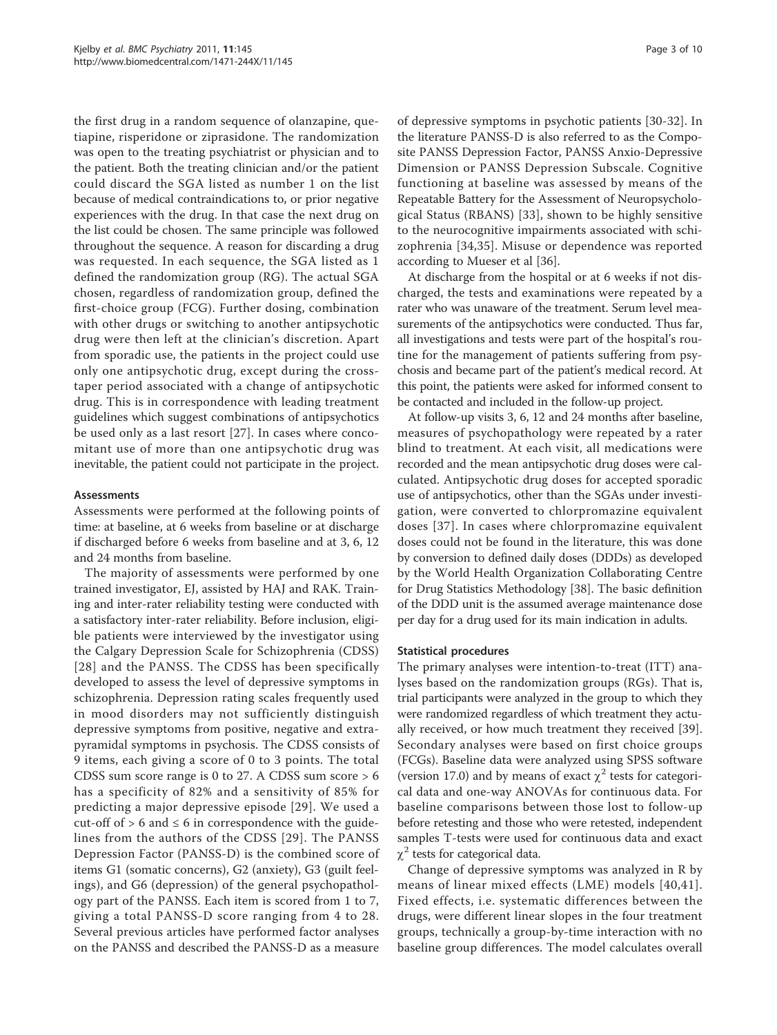the first drug in a random sequence of olanzapine, quetiapine, risperidone or ziprasidone. The randomization was open to the treating psychiatrist or physician and to the patient. Both the treating clinician and/or the patient could discard the SGA listed as number 1 on the list because of medical contraindications to, or prior negative experiences with the drug. In that case the next drug on the list could be chosen. The same principle was followed throughout the sequence. A reason for discarding a drug was requested. In each sequence, the SGA listed as 1 defined the randomization group (RG). The actual SGA chosen, regardless of randomization group, defined the first-choice group (FCG). Further dosing, combination with other drugs or switching to another antipsychotic drug were then left at the clinician's discretion. Apart from sporadic use, the patients in the project could use only one antipsychotic drug, except during the cross-taper period associated with a change of antipsychotic drug. This is in correspondence with leading treatment guidelines which suggest combinations of antipsychotics be used only as a last resort [27]. In cases where concomitant use of more than one antipsychotic drug was inevitable, the patient could not participate in the project.

### Assessments

Assessments were performed at the following points of time: at baseline, at 6 weeks from baseline or at discharge if discharged before 6 weeks from baseline and at 3, 6, 12 and 24 months from baseline.

The majority of assessments were performed by one trained investigator, EJ, assisted by HAJ and RAK. Training and inter-rater reliability testing were conducted with a satisfactory inter-rater reliability. Before inclusion, eligible patients were interviewed by the investigator using the Calgary Depression Scale for Schizophrenia (CDSS) [28] and the PANSS. The CDSS has been specifically developed to assess the level of depressive symptoms in schizophrenia. Depression rating scales frequently used in mood disorders may not sufficiently distinguish depressive symptoms from positive, negative and extrapyramidal symptoms in psychosis. The CDSS consists of 9 items, each giving a score of 0 to 3 points. The total CDSS sum score range is 0 to 27. A CDSS sum score > 6 has a specificity of 82% and a sensitivity of 85% for predicting a major depressive episode [29]. We used a cut-off of > 6 and ≤ 6 in correspondence with the guidelines from the authors of the CDSS [29]. The PANSS Depression Factor (PANSS-D) is the combined score of items G1 (somatic concerns), G2 (anxiety), G3 (guilt feelings), and G6 (depression) of the general psychopathology part of the PANSS. Each item is scored from 1 to 7, giving a total PANSS-D score ranging from 4 to 28. Several previous articles have performed factor analyses on the PANSS and described the PANSS-D as a measure of depressive symptoms in psychotic patients [30-32]. In the literature PANSS-D is also referred to as the Composite PANSS Depression Factor, PANSS Anxio-Depressive Dimension or PANSS Depression Subscale. Cognitive functioning at baseline was assessed by means of the Repeatable Battery for the Assessment of Neuropsychological Status (RBANS) [33], shown to be highly sensitive to the neurocognitive impairments associated with schizophrenia [34,35]. Misuse or dependence was reported according to Mueser et al [36].

At discharge from the hospital or at 6 weeks if not discharged, the tests and examinations were repeated by a rater who was unaware of the treatment. Serum level measurements of the antipsychotics were conducted. Thus far, all investigations and tests were part of the hospital's routine for the management of patients suffering from psychosis and became part of the patient's medical record. At this point, the patients were asked for informed consent to be contacted and included in the follow-up project.

At follow-up visits 3, 6, 12 and 24 months after baseline, measures of psychopathology were repeated by a rater blind to treatment. At each visit, all medications were recorded and the mean antipsychotic drug doses were calculated. Antipsychotic drug doses for accepted sporadic use of antipsychotics, other than the SGAs under investigation, were converted to chlorpromazine equivalent doses [37]. In cases where chlorpromazine equivalent doses could not be found in the literature, this was done by conversion to defined daily doses (DDDs) as developed by the World Health Organization Collaborating Centre for Drug Statistics Methodology [38]. The basic definition of the DDD unit is the assumed average maintenance dose per day for a drug used for its main indication in adults.

### Statistical procedures

The primary analyses were intention-to-treat (ITT) analyses based on the randomization groups (RGs). That is, trial participants were analyzed in the group to which they were randomized regardless of which treatment they actually received, or how much treatment they received [39]. Secondary analyses were based on first choice groups (FCGs). Baseline data were analyzed using SPSS software (version 17.0) and by means of exact $\chi^2$ tests for categorical data and one-way ANOVAs for continuous data. For baseline comparisons between those lost to follow-up before retesting and those who were retested, independent samples T-tests were used for continuous data and exact $\chi^2$ tests for categorical data.

Change of depressive symptoms was analyzed in R by means of linear mixed effects (LME) models [40,41]. Fixed effects, i.e. systematic differences between the drugs, were different linear slopes in the four treatment groups, technically a group-by-time interaction with no baseline group differences. The model calculates overall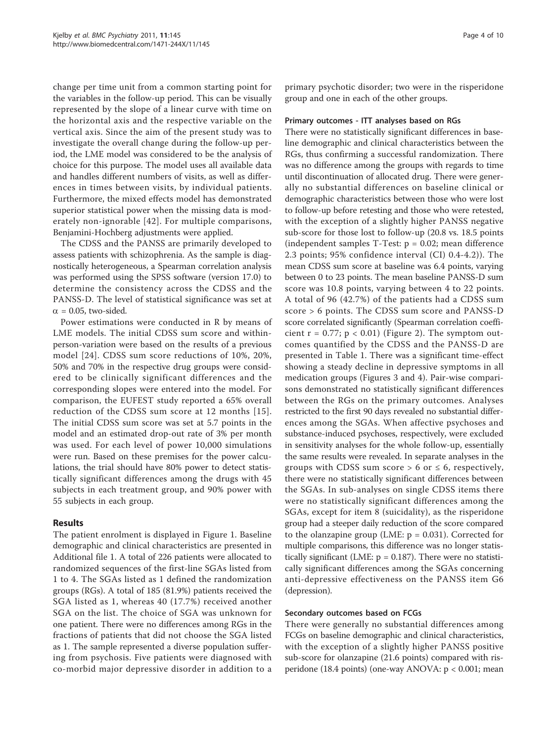change per time unit from a common starting point for the variables in the follow-up period. This can be visually represented by the slope of a linear curve with time on the horizontal axis and the respective variable on the vertical axis. Since the aim of the present study was to investigate the overall change during the follow-up period, the LME model was considered to be the analysis of choice for this purpose. The model uses all available data and handles different numbers of visits, as well as differences in times between visits, by individual patients. Furthermore, the mixed effects model has demonstrated superior statistical power when the missing data is moderately non-ignorable [42]. For multiple comparisons, Benjamini-Hochberg adjustments were applied.

The CDSS and the PANSS are primarily developed to assess patients with schizophrenia. As the sample is diagnostically heterogeneous, a Spearman correlation analysis was performed using the SPSS software (version 17.0) to determine the consistency across the CDSS and the PANSS-D. The level of statistical significance was set at $\alpha = 0.05$, two-sided.

Power estimations were conducted in R by means of LME models. The initial CDSS sum score and within-person-variation were based on the results of a previous model [24]. CDSS sum score reductions of 10%, 20%, 50% and 70% in the respective drug groups were considered to be clinically significant differences and the corresponding slopes were entered into the model. For comparison, the EUFEST study reported a 65% overall reduction of the CDSS sum score at 12 months [15]. The initial CDSS sum score was set at 5.7 points in the model and an estimated drop-out rate of 3% per month was used. For each level of power 10,000 simulations were run. Based on these premises for the power calculations, the trial should have 80% power to detect statistically significant differences among the drugs with 45 subjects in each treatment group, and 90% power with 55 subjects in each group.

## Results

The patient enrolment is displayed in Figure 1. Baseline demographic and clinical characteristics are presented in Additional file 1. A total of 226 patients were allocated to randomized sequences of the first-line SGAs listed from 1 to 4. The SGAs listed as 1 defined the randomization groups (RGs). A total of 185 (81.9%) patients received the SGA listed as 1, whereas 40 (17.7%) received another SGA on the list. The choice of SGA was unknown for one patient. There were no differences among RGs in the fractions of patients that did not choose the SGA listed as 1. The sample represented a diverse population suffering from psychosis. Five patients were diagnosed with co-morbid major depressive disorder in addition to a primary psychotic disorder; two were in the risperidone group and one in each of the other groups.

### Primary outcomes - ITT analyses based on RGs

There were no statistically significant differences in baseline demographic and clinical characteristics between the RGs, thus confirming a successful randomization. There was no difference among the groups with regards to time until discontinuation of allocated drug. There were generally no substantial differences on baseline clinical or demographic characteristics between those who were lost to follow-up before retesting and those who were retested, with the exception of a slightly higher PANSS negative sub-score for those lost to follow-up (20.8 vs. 18.5 points (independent samples T-Test: $p = 0.02$; mean difference 2.3 points; 95% confidence interval (CI) 0.4-4.2)). The mean CDSS sum score at baseline was 6.4 points, varying between 0 to 23 points. The mean baseline PANSS-D sum score was 10.8 points, varying between 4 to 22 points. A total of 96 (42.7%) of the patients had a CDSS sum score > 6 points. The CDSS sum score and PANSS-D score correlated significantly (Spearman correlation coefficient $r = 0.77$; $p < 0.01$) (Figure 2). The symptom outcomes quantified by the CDSS and the PANSS-D are presented in Table 1. There was a significant time-effect showing a steady decline in depressive symptoms in all medication groups (Figures 3 and 4). Pair-wise comparisons demonstrated no statistically significant differences between the RGs on the primary outcomes. Analyses restricted to the first 90 days revealed no substantial differences among the SGAs. When affective psychoses and substance-induced psychoses, respectively, were excluded in sensitivity analyses for the whole follow-up, essentially the same results were revealed. In separate analyses in the groups with CDSS sum score > 6 or ≤ 6, respectively, there were no statistically significant differences between the SGAs. In sub-analyses on single CDSS items there were no statistically significant differences among the SGAs, except for item 8 (suicidality), as the risperidone group had a steeper daily reduction of the score compared to the olanzapine group (LME: $p = 0.031$). Corrected for multiple comparisons, this difference was no longer statistically significant (LME: $p = 0.187$). There were no statistically significant differences among the SGAs concerning anti-depressive effectiveness on the PANSS item G6 (depression).

### Secondary outcomes based on FCGs

There were generally no substantial differences among FCGs on baseline demographic and clinical characteristics, with the exception of a slightly higher PANSS positive sub-score for olanzapine (21.6 points) compared with risperidone (18.4 points) (one-way ANOVA: $p < 0.001$; mean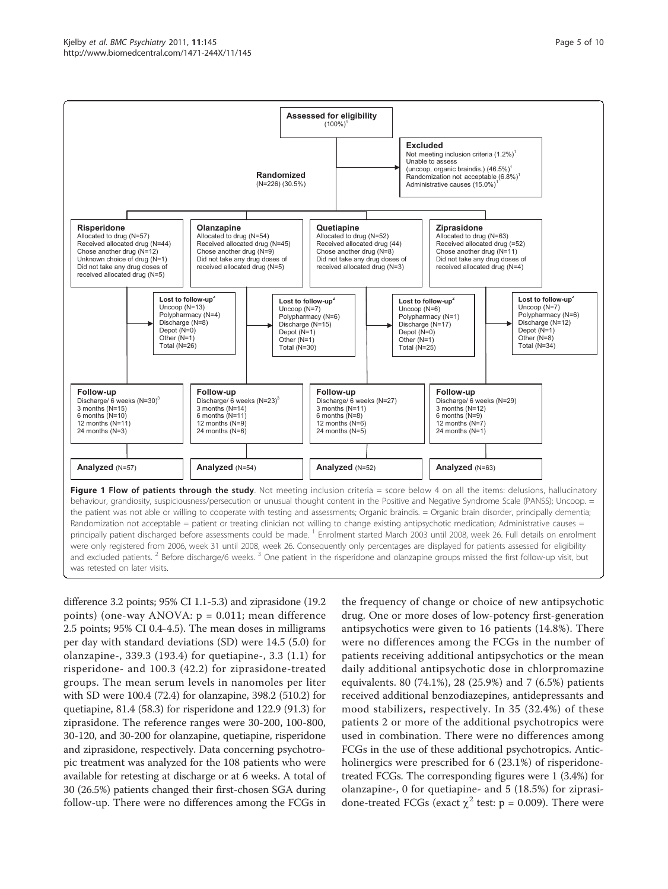**Assessed for eligibility** (100%)[1]

**Excluded**
Not meeting inclusion criteria (1.2%)[1]
Unable to assess (uncoop, organic braindis.) (46.5%)[1]
Randomization not acceptable (6.8%)[1]
Administrative causes (15.0%)[1]

**Randomized** (N=226) (30.5%)

**Risperidone**
Allocated to drug (N=57)
Received allocated drug (N=44)
Chose another drug (N=12)
Unknown choice of drug (N=1)
Did not take any drug doses of received allocated drug (N=5)

**Olanzapine**
Allocated to drug (N=54)
Received allocated drug (N=45)
Chose another drug (N=9)
Did not take any drug doses of received allocated drug (N=5)

**Quetiapine**
Allocated to drug (N=52)
Received allocated drug (44)
Chose another drug (N=8)
Did not take any drug doses of received allocated drug (N=3)

**Ziprasidone**
Allocated to drug (N=63)
Received allocated drug (=52)
Chose another drug (N=11)
Did not take any drug doses of received allocated drug (N=4)

**Lost to follow-up**[2] (Risperidone)
Uncoop (N=13)
Polypharmacy (N=4)
Discharge (N=8)
Depot (N=0)
Other (N=1)
Total (N=26)

**Lost to follow-up**[2] (Olanzapine)
Uncoop (N=7)
Polypharmacy (N=6)
Discharge (N=15)
Depot (N=1)
Other (N=1)
Total (N=30)

**Lost to follow-up**[2] (Quetiapine)
Uncoop (N=6)
Polypharmacy (N=1)
Discharge (N=17)
Depot (N=0)
Other (N=1)
Total (N=25)

**Lost to follow-up**[2] (Ziprasidone)
Uncoop (N=7)
Polypharmacy (N=6)
Discharge (N=12)
Depot (N=1)
Other (N=8)
Total (N=34)

**Follow-up** (Risperidone)
Discharge/ 6 weeks (N=30)[3]
3 months (N=15)
6 months (N=10)
12 months (N=11)
24 months (N=3)

**Follow-up** (Olanzapine)
Discharge/ 6 weeks (N=23)[3]
3 months (N=14)
6 months (N=11)
12 months (N=9)
24 months (N=6)

**Follow-up** (Quetiapine)
Discharge/ 6 weeks (N=27)
3 months (N=11)
6 months (N=8)
12 months (N=6)
24 months (N=5)

**Follow-up** (Ziprasidone)
Discharge/ 6 weeks (N=29)
3 months (N=12)
6 months (N=9)
12 months (N=7)
24 months (N=1)

**Analyzed** (N=57) | **Analyzed** (N=54) | **Analyzed** (N=52) | **Analyzed** (N=63)

**Figure 1 Flow of patients through the study**. Not meeting inclusion criteria = score below 4 on all the items: delusions, hallucinatory behaviour, grandiosity, suspiciousness/persecution or unusual thought content in the Positive and Negative Syndrome Scale (PANSS); Uncoop. = the patient was not able or willing to cooperate with testing and assessments; Organic braindis. = Organic brain disorder, principally dementia; Randomization not acceptable = patient or treating clinician not willing to change existing antipsychotic medication; Administrative causes = principally patient discharged before assessments could be made. [1] Enrolment started March 2003 until 2008, week 26. Full details on enrolment were only registered from 2006, week 31 until 2008, week 26. Consequently only percentages are displayed for patients assessed for eligibility and excluded patients. [2] Before discharge/6 weeks. [3] One patient in the risperidone and olanzapine groups missed the first follow-up visit, but was retested on later visits.

difference 3.2 points; 95% CI 1.1-5.3) and ziprasidone (19.2 points) (one-way ANOVA: $p = 0.011$; mean difference 2.5 points; 95% CI 0.4-4.5). The mean doses in milligrams per day with standard deviations (SD) were 14.5 (5.0) for olanzapine-, 339.3 (193.4) for quetiapine-, 3.3 (1.1) for risperidone- and 100.3 (42.2) for ziprasidone-treated groups. The mean serum levels in nanomoles per liter with SD were 100.4 (72.4) for olanzapine, 398.2 (510.2) for quetiapine, 81.4 (58.3) for risperidone and 122.9 (91.3) for ziprasidone. The reference ranges were 30-200, 100-800, 30-120, and 30-200 for olanzapine, quetiapine, risperidone and ziprasidone, respectively. Data concerning psychotropic treatment was analyzed for the 108 patients who were available for retesting at discharge or at 6 weeks. A total of 30 (26.5%) patients changed their first-chosen SGA during follow-up. There were no differences among the FCGs in the frequency of change or choice of new antipsychotic drug. One or more doses of low-potency first-generation antipsychotics were given to 16 patients (14.8%). There were no differences among the FCGs in the number of patients receiving additional antipsychotics or the mean daily additional antipsychotic dose in chlorpromazine equivalents. 80 (74.1%), 28 (25.9%) and 7 (6.5%) patients received additional benzodiazepines, antidepressants and mood stabilizers, respectively. In 35 (32.4%) of these patients 2 or more of the additional psychotropics were used in combination. There were no differences among FCGs in the use of these additional psychotropics. Anticholinergics were prescribed for 6 (23.1%) of risperidone-treated FCGs. The corresponding figures were 1 (3.4%) for olanzapine-, 0 for quetiapine- and 5 (18.5%) for ziprasidone-treated FCGs (exact $\chi^2$ test: $p = 0.009$). There were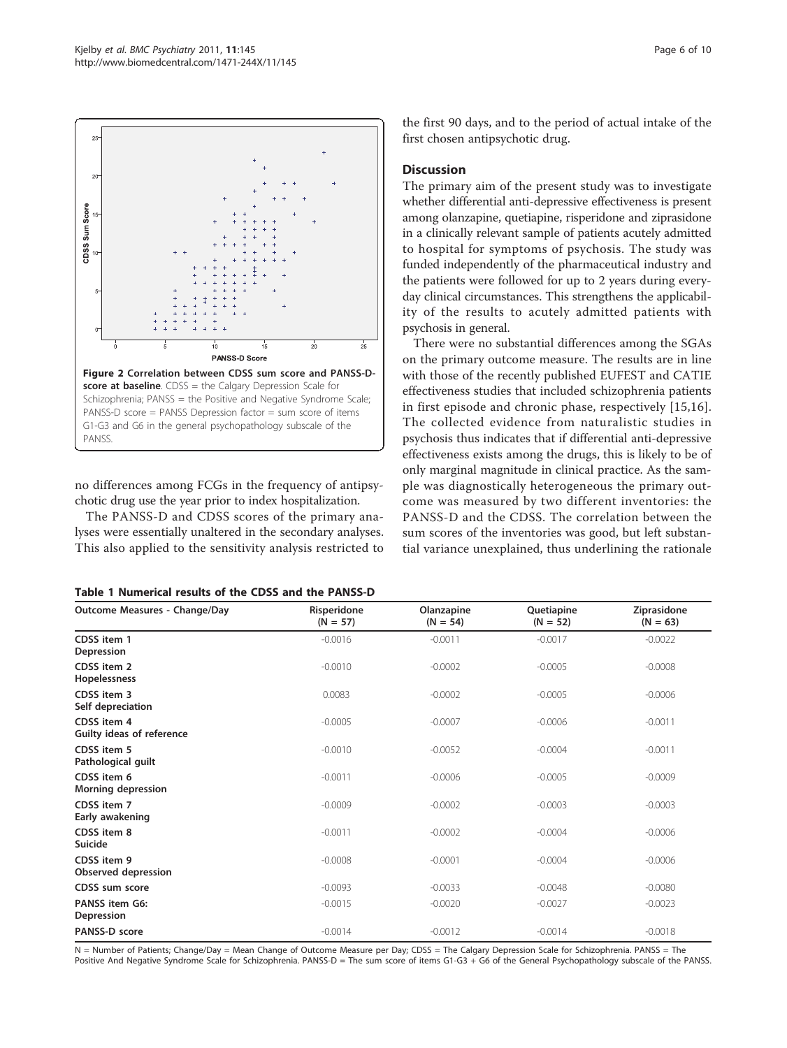**Figure 2 Correlation between CDSS sum score and PANSS-D-score at baseline**. CDSS = the Calgary Depression Scale for Schizophrenia; PANSS = the Positive and Negative Syndrome Scale; PANSS-D score = PANSS Depression factor = sum score of items G1-G3 and G6 in the general psychopathology subscale of the PANSS.

no differences among FCGs in the frequency of antipsychotic drug use the year prior to index hospitalization.

The PANSS-D and CDSS scores of the primary analyses were essentially unaltered in the secondary analyses. This also applied to the sensitivity analysis restricted to the first 90 days, and to the period of actual intake of the first chosen antipsychotic drug.

## Discussion

The primary aim of the present study was to investigate whether differential anti-depressive effectiveness is present among olanzapine, quetiapine, risperidone and ziprasidone in a clinically relevant sample of patients acutely admitted to hospital for symptoms of psychosis. The study was funded independently of the pharmaceutical industry and the patients were followed for up to 2 years during everyday clinical circumstances. This strengthens the applicability of the results to acutely admitted patients with psychosis in general.

There were no substantial differences among the SGAs on the primary outcome measure. The results are in line with those of the recently published EUFEST and CATIE effectiveness studies that included schizophrenia patients in first episode and chronic phase, respectively [15,16]. The collected evidence from naturalistic studies in psychosis thus indicates that if differential anti-depressive effectiveness exists among the drugs, this is likely to be of only marginal magnitude in clinical practice. As the sample was diagnostically heterogeneous the primary outcome was measured by two different inventories: the PANSS-D and the CDSS. The correlation between the sum scores of the inventories was good, but left substantial variance unexplained, thus underlining the rationale

**Table 1 Numerical results of the CDSS and the PANSS-D**

| Outcome Measures - Change/Day | Risperidone (N = 57) | Olanzapine (N = 54) | Quetiapine (N = 52) | Ziprasidone (N = 63) |
|---|---|---|---|---|
| **CDSS item 1 Depression** | -0.0016 | -0.0011 | -0.0017 | -0.0022 |
| **CDSS item 2 Hopelessness** | -0.0010 | -0.0002 | -0.0005 | -0.0008 |
| **CDSS item 3 Self depreciation** | 0.0083 | -0.0002 | -0.0005 | -0.0006 |
| **CDSS item 4 Guilty ideas of reference** | -0.0005 | -0.0007 | -0.0006 | -0.0011 |
| **CDSS item 5 Pathological guilt** | -0.0010 | -0.0052 | -0.0004 | -0.0011 |
| **CDSS item 6 Morning depression** | -0.0011 | -0.0006 | -0.0005 | -0.0009 |
| **CDSS item 7 Early awakening** | -0.0009 | -0.0002 | -0.0003 | -0.0003 |
| **CDSS item 8 Suicide** | -0.0011 | -0.0002 | -0.0004 | -0.0006 |
| **CDSS item 9 Observed depression** | -0.0008 | -0.0001 | -0.0004 | -0.0006 |
| **CDSS sum score** | -0.0093 | -0.0033 | -0.0048 | -0.0080 |
| **PANSS item G6: Depression** | -0.0015 | -0.0020 | -0.0027 | -0.0023 |
| **PANSS-D score** | -0.0014 | -0.0012 | -0.0014 | -0.0018 |

N = Number of Patients; Change/Day = Mean Change of Outcome Measure per Day; CDSS = The Calgary Depression Scale for Schizophrenia. PANSS = The Positive And Negative Syndrome Scale for Schizophrenia. PANSS-D = The sum score of items G1-G3 + G6 of the General Psychopathology subscale of the PANSS.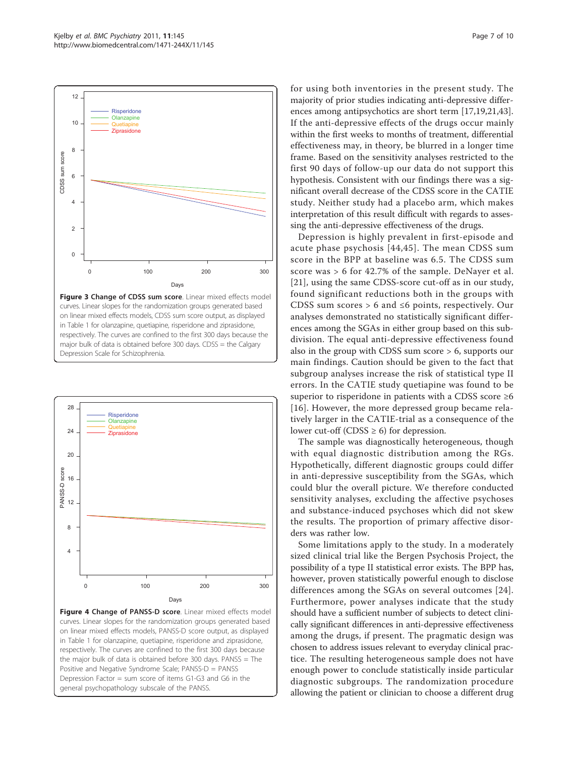**Figure 3 Change of CDSS sum score**. Linear mixed effects model curves. Linear slopes for the randomization groups generated based on linear mixed effects models, CDSS sum score output, as displayed in Table 1 for olanzapine, quetiapine, risperidone and ziprasidone, respectively. The curves are confined to the first 300 days because the major bulk of data is obtained before 300 days. CDSS = the Calgary Depression Scale for Schizophrenia.

**Figure 4 Change of PANSS-D score**. Linear mixed effects model curves. Linear slopes for the randomization groups generated based on linear mixed effects models, PANSS-D score output, as displayed in Table 1 for olanzapine, quetiapine, risperidone and ziprasidone, respectively. The curves are confined to the first 300 days because the major bulk of data is obtained before 300 days. PANSS = The Positive and Negative Syndrome Scale; PANSS-D = PANSS Depression Factor = sum score of items G1-G3 and G6 in the general psychopathology subscale of the PANSS.

for using both inventories in the present study. The majority of prior studies indicating anti-depressive differences among antipsychotics are short term [17,19,21,43]. If the anti-depressive effects of the drugs occur mainly within the first weeks to months of treatment, differential effectiveness may, in theory, be blurred in a longer time frame. Based on the sensitivity analyses restricted to the first 90 days of follow-up our data do not support this hypothesis. Consistent with our findings there was a significant overall decrease of the CDSS score in the CATIE study. Neither study had a placebo arm, which makes interpretation of this result difficult with regards to assessing the anti-depressive effectiveness of the drugs.

Depression is highly prevalent in first-episode and acute phase psychosis [44,45]. The mean CDSS sum score in the BPP at baseline was 6.5. The CDSS sum score was > 6 for 42.7% of the sample. DeNayer et al. [21], using the same CDSS-score cut-off as in our study, found significant reductions both in the groups with CDSS sum scores > 6 and ≤6 points, respectively. Our analyses demonstrated no statistically significant differences among the SGAs in either group based on this subdivision. The equal anti-depressive effectiveness found also in the group with CDSS sum score > 6, supports our main findings. Caution should be given to the fact that subgroup analyses increase the risk of statistical type II errors. In the CATIE study quetiapine was found to be superior to risperidone in patients with a CDSS score ≥6 [16]. However, the more depressed group became relatively larger in the CATIE-trial as a consequence of the lower cut-off (CDSS ≥ 6) for depression.

The sample was diagnostically heterogeneous, though with equal diagnostic distribution among the RGs. Hypothetically, different diagnostic groups could differ in anti-depressive susceptibility from the SGAs, which could blur the overall picture. We therefore conducted sensitivity analyses, excluding the affective psychoses and substance-induced psychoses which did not skew the results. The proportion of primary affective disorders was rather low.

Some limitations apply to the study. In a moderately sized clinical trial like the Bergen Psychosis Project, the possibility of a type II statistical error exists. The BPP has, however, proven statistically powerful enough to disclose differences among the SGAs on several outcomes [24]. Furthermore, power analyses indicate that the study should have a sufficient number of subjects to detect clinically significant differences in anti-depressive effectiveness among the drugs, if present. The pragmatic design was chosen to address issues relevant to everyday clinical practice. The resulting heterogeneous sample does not have enough power to conclude statistically inside particular diagnostic subgroups. The randomization procedure allowing the patient or clinician to choose a different drug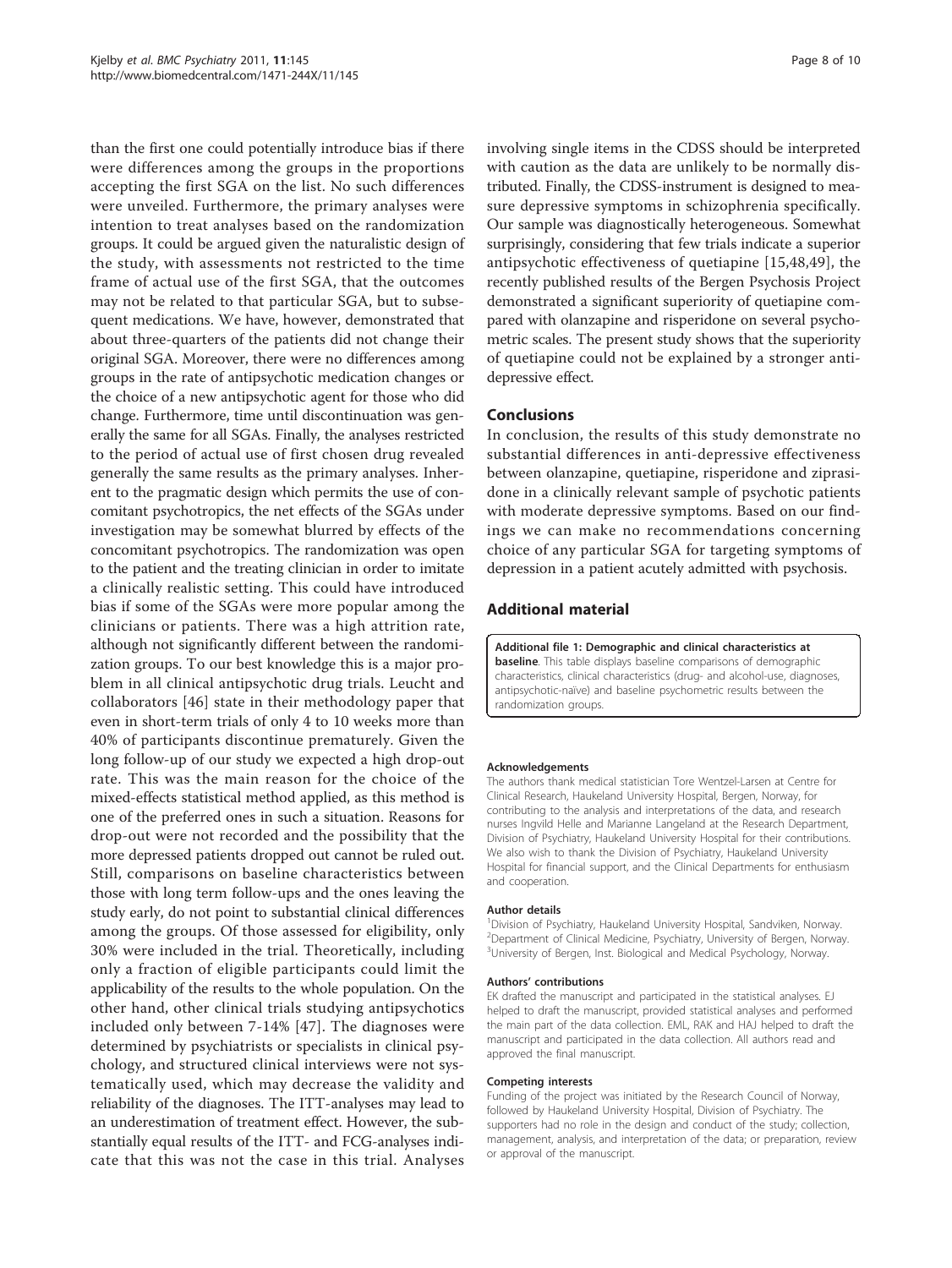than the first one could potentially introduce bias if there were differences among the groups in the proportions accepting the first SGA on the list. No such differences were unveiled. Furthermore, the primary analyses were intention to treat analyses based on the randomization groups. It could be argued given the naturalistic design of the study, with assessments not restricted to the time frame of actual use of the first SGA, that the outcomes may not be related to that particular SGA, but to subsequent medications. We have, however, demonstrated that about three-quarters of the patients did not change their original SGA. Moreover, there were no differences among groups in the rate of antipsychotic medication changes or the choice of a new antipsychotic agent for those who did change. Furthermore, time until discontinuation was generally the same for all SGAs. Finally, the analyses restricted to the period of actual use of first chosen drug revealed generally the same results as the primary analyses. Inherent to the pragmatic design which permits the use of concomitant psychotropics, the net effects of the SGAs under investigation may be somewhat blurred by effects of the concomitant psychotropics. The randomization was open to the patient and the treating clinician in order to imitate a clinically realistic setting. This could have introduced bias if some of the SGAs were more popular among the clinicians or patients. There was a high attrition rate, although not significantly different between the randomization groups. To our best knowledge this is a major problem in all clinical antipsychotic drug trials. Leucht and collaborators [46] state in their methodology paper that even in short-term trials of only 4 to 10 weeks more than 40% of participants discontinue prematurely. Given the long follow-up of our study we expected a high drop-out rate. This was the main reason for the choice of the mixed-effects statistical method applied, as this method is one of the preferred ones in such a situation. Reasons for drop-out were not recorded and the possibility that the more depressed patients dropped out cannot be ruled out. Still, comparisons on baseline characteristics between those with long term follow-ups and the ones leaving the study early, do not point to substantial clinical differences among the groups. Of those assessed for eligibility, only 30% were included in the trial. Theoretically, including only a fraction of eligible participants could limit the applicability of the results to the whole population. On the other hand, other clinical trials studying antipsychotics included only between 7-14% [47]. The diagnoses were determined by psychiatrists or specialists in clinical psychology, and structured clinical interviews were not systematically used, which may decrease the validity and reliability of the diagnoses. The ITT-analyses may lead to an underestimation of treatment effect. However, the substantially equal results of the ITT- and FCG-analyses indicate that this was not the case in this trial. Analyses involving single items in the CDSS should be interpreted with caution as the data are unlikely to be normally distributed. Finally, the CDSS-instrument is designed to measure depressive symptoms in schizophrenia specifically. Our sample was diagnostically heterogeneous. Somewhat surprisingly, considering that few trials indicate a superior antipsychotic effectiveness of quetiapine [15,48,49], the recently published results of the Bergen Psychosis Project demonstrated a significant superiority of quetiapine compared with olanzapine and risperidone on several psychometric scales. The present study shows that the superiority of quetiapine could not be explained by a stronger anti-depressive effect.

## Conclusions

In conclusion, the results of this study demonstrate no substantial differences in anti-depressive effectiveness between olanzapine, quetiapine, risperidone and ziprasidone in a clinically relevant sample of psychotic patients with moderate depressive symptoms. Based on our findings we can make no recommendations concerning choice of any particular SGA for targeting symptoms of depression in a patient acutely admitted with psychosis.

## Additional material

**Additional file 1: Demographic and clinical characteristics at baseline**. This table displays baseline comparisons of demographic characteristics, clinical characteristics (drug- and alcohol-use, diagnoses, antipsychotic-naïve) and baseline psychometric results between the randomization groups.

#### Acknowledgements

The authors thank medical statistician Tore Wentzel-Larsen at Centre for Clinical Research, Haukeland University Hospital, Bergen, Norway, for contributing to the analysis and interpretations of the data, and research nurses Ingvild Helle and Marianne Langeland at the Research Department, Division of Psychiatry, Haukeland University Hospital for their contributions. We also wish to thank the Division of Psychiatry, Haukeland University Hospital for financial support, and the Clinical Departments for enthusiasm and cooperation.

#### Author details

[1]Division of Psychiatry, Haukeland University Hospital, Sandviken, Norway. [2]Department of Clinical Medicine, Psychiatry, University of Bergen, Norway. [3]University of Bergen, Inst. Biological and Medical Psychology, Norway.

#### Authors' contributions

EK drafted the manuscript and participated in the statistical analyses. EJ helped to draft the manuscript, provided statistical analyses and performed the main part of the data collection. EML, RAK and HAJ helped to draft the manuscript and participated in the data collection. All authors read and approved the final manuscript.

#### Competing interests

Funding of the project was initiated by the Research Council of Norway, followed by Haukeland University Hospital, Division of Psychiatry. The supporters had no role in the design and conduct of the study; collection, management, analysis, and interpretation of the data; or preparation, review or approval of the manuscript.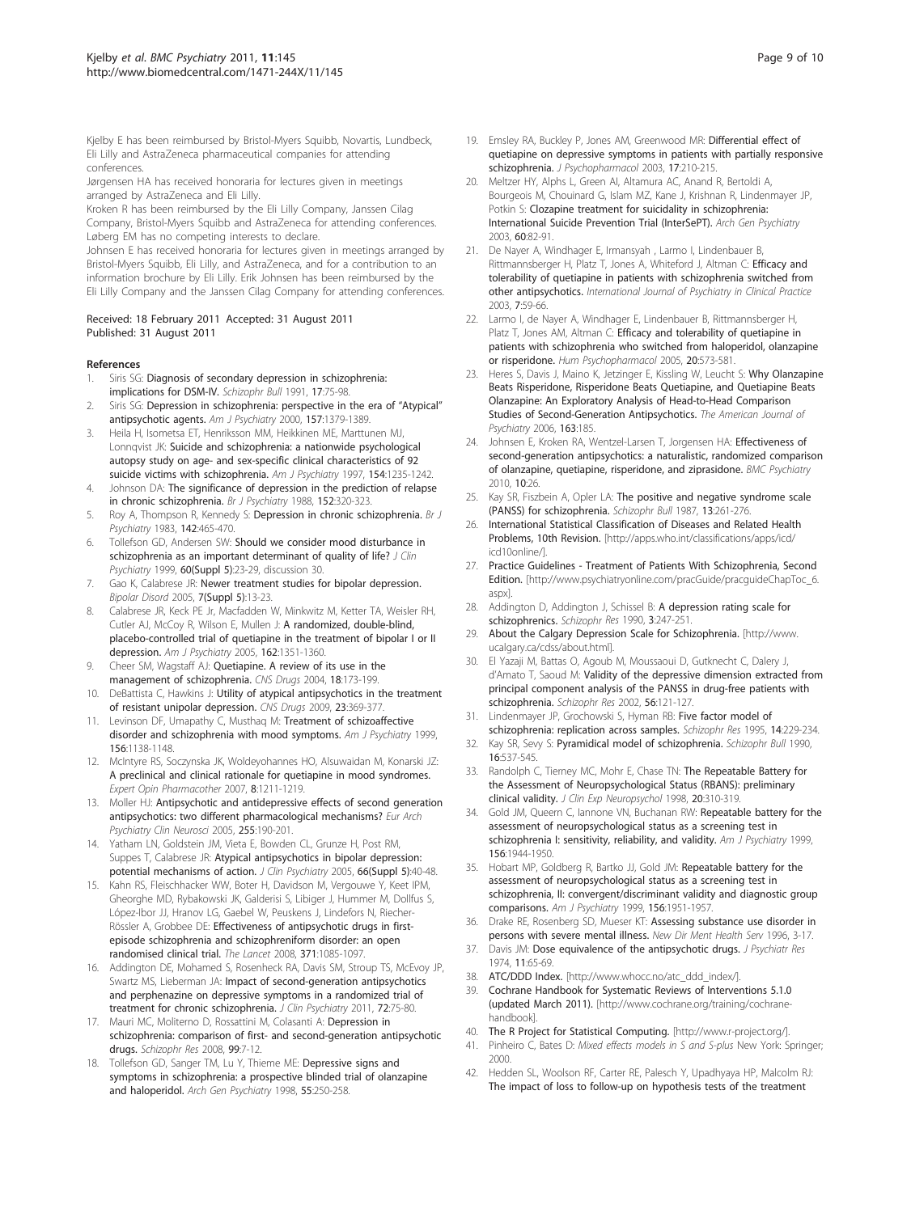Kjelby E has been reimbursed by Bristol-Myers Squibb, Novartis, Lundbeck, Eli Lilly and AstraZeneca pharmaceutical companies for attending conferences.

Jørgensen HA has received honoraria for lectures given in meetings arranged by AstraZeneca and Eli Lilly.

Kroken R has been reimbursed by the Eli Lilly Company, Janssen Cilag Company, Bristol-Myers Squibb and AstraZeneca for attending conferences.

Løberg EM has no competing interests to declare.

Johnsen E has received honoraria for lectures given in meetings arranged by Bristol-Myers Squibb, Eli Lilly, and AstraZeneca, and for a contribution to an information brochure by Eli Lilly. Erik Johnsen has been reimbursed by the Eli Lilly Company and the Janssen Cilag Company for attending conferences.

Received: 18 February 2011 Accepted: 31 August 2011
Published: 31 August 2011

## References

1. Siris SG: **Diagnosis of secondary depression in schizophrenia: implications for DSM-IV.** *Schizophr Bull* 1991, **17**:75-98.
2. Siris SG: **Depression in schizophrenia: perspective in the era of "Atypical" antipsychotic agents.** *Am J Psychiatry* 2000, **157**:1379-1389.
3. Heila H, Isometsa ET, Henriksson MM, Heikkinen ME, Marttunen MJ, Lonnqvist JK: **Suicide and schizophrenia: a nationwide psychological autopsy study on age- and sex-specific clinical characteristics of 92 suicide victims with schizophrenia.** *Am J Psychiatry* 1997, **154**:1235-1242.
4. Johnson DA: **The significance of depression in the prediction of relapse in chronic schizophrenia.** *Br J Psychiatry* 1988, **152**:320-323.
5. Roy A, Thompson R, Kennedy S: **Depression in chronic schizophrenia.** *Br J Psychiatry* 1983, **142**:465-470.
6. Tollefson GD, Andersen SW: **Should we consider mood disturbance in schizophrenia as an important determinant of quality of life?** *J Clin Psychiatry* 1999, **60(Suppl 5)**:23-29, discussion 30.
7. Gao K, Calabrese JR: **Newer treatment studies for bipolar depression.** *Bipolar Disord* 2005, **7(Suppl 5)**:13-23.
8. Calabrese JR, Keck PE Jr, Macfadden W, Minkwitz M, Ketter TA, Weisler RH, Cutler AJ, McCoy R, Wilson E, Mullen J: **A randomized, double-blind, placebo-controlled trial of quetiapine in the treatment of bipolar I or II depression.** *Am J Psychiatry* 2005, **162**:1351-1360.
9. Cheer SM, Wagstaff AJ: **Quetiapine. A review of its use in the management of schizophrenia.** *CNS Drugs* 2004, **18**:173-199.
10. DeBattista C, Hawkins J: **Utility of atypical antipsychotics in the treatment of resistant unipolar depression.** *CNS Drugs* 2009, **23**:369-377.
11. Levinson DF, Umapathy C, Musthaq M: **Treatment of schizoaffective disorder and schizophrenia with mood symptoms.** *Am J Psychiatry* 1999, **156**:1138-1148.
12. McIntyre RS, Soczynska JK, Woldeyohannes HO, Alsuwaidan M, Konarski JZ: **A preclinical and clinical rationale for quetiapine in mood syndromes.** *Expert Opin Pharmacother* 2007, **8**:1211-1219.
13. Moller HJ: **Antipsychotic and antidepressive effects of second generation antipsychotics: two different pharmacological mechanisms?** *Eur Arch Psychiatry Clin Neurosci* 2005, **255**:190-201.
14. Yatham LN, Goldstein JM, Vieta E, Bowden CL, Grunze H, Post RM, Suppes T, Calabrese JR: **Atypical antipsychotics in bipolar depression: potential mechanisms of action.** *J Clin Psychiatry* 2005, **66(Suppl 5)**:40-48.
15. Kahn RS, Fleischhacker WW, Boter H, Davidson M, Vergouwe Y, Keet IPM, Gheorghe MD, Rybakowski JK, Galderisi S, Libiger J, Hummer M, Dollfus S, López-Ibor JJ, Hranov LG, Gaebel W, Peuskens J, Lindefors N, Riecher-Rössler A, Grobbee DE: **Effectiveness of antipsychotic drugs in first-episode schizophrenia and schizophreniform disorder: an open randomised clinical trial.** *The Lancet* 2008, **371**:1085-1097.
16. Addington DE, Mohamed S, Rosenheck RA, Davis SM, Stroup TS, McEvoy JP, Swartz MS, Lieberman JA: **Impact of second-generation antipsychotics and perphenazine on depressive symptoms in a randomized trial of treatment for chronic schizophrenia.** *J Clin Psychiatry* 2011, **72**:75-80.
17. Mauri MC, Moliterno D, Rossattini M, Colasanti A: **Depression in schizophrenia: comparison of first- and second-generation antipsychotic drugs.** *Schizophr Res* 2008, **99**:7-12.
18. Tollefson GD, Sanger TM, Lu Y, Thieme ME: **Depressive signs and symptoms in schizophrenia: a prospective blinded trial of olanzapine and haloperidol.** *Arch Gen Psychiatry* 1998, **55**:250-258.
19. Emsley RA, Buckley P, Jones AM, Greenwood MR: **Differential effect of quetiapine on depressive symptoms in patients with partially responsive schizophrenia.** *J Psychopharmacol* 2003, **17**:210-215.
20. Meltzer HY, Alphs L, Green AI, Altamura AC, Anand R, Bertoldi A, Bourgeois M, Chouinard G, Islam MZ, Kane J, Krishnan R, Lindenmayer JP, Potkin S: **Clozapine treatment for suicidality in schizophrenia: International Suicide Prevention Trial (InterSePT).** *Arch Gen Psychiatry* 2003, **60**:82-91.
21. De Nayer A, Windhager E, Irmansyah , Larmo I, Lindenbauer B, Rittmannsberger H, Platz T, Jones A, Whiteford J, Altman C: **Efficacy and tolerability of quetiapine in patients with schizophrenia switched from other antipsychotics.** *International Journal of Psychiatry in Clinical Practice* 2003, **7**:59-66.
22. Larmo I, de Nayer A, Windhager E, Lindenbauer B, Rittmannsberger H, Platz T, Jones AM, Altman C: **Efficacy and tolerability of quetiapine in patients with schizophrenia who switched from haloperidol, olanzapine or risperidone.** *Hum Psychopharmacol* 2005, **20**:573-581.
23. Heres S, Davis J, Maino K, Jetzinger E, Kissling W, Leucht S: **Why Olanzapine Beats Risperidone, Risperidone Beats Quetiapine, and Quetiapine Beats Olanzapine: An Exploratory Analysis of Head-to-Head Comparison Studies of Second-Generation Antipsychotics.** *The American Journal of Psychiatry* 2006, **163**:185.
24. Johnsen E, Kroken RA, Wentzel-Larsen T, Jorgensen HA: **Effectiveness of second-generation antipsychotics: a naturalistic, randomized comparison of olanzapine, quetiapine, risperidone, and ziprasidone.** *BMC Psychiatry* 2010, **10**:26.
25. Kay SR, Fiszbein A, Opler LA: **The positive and negative syndrome scale (PANSS) for schizophrenia.** *Schizophr Bull* 1987, **13**:261-276.
26. **International Statistical Classification of Diseases and Related Health Problems, 10th Revision.** [http://apps.who.int/classifications/apps/icd/icd10online/].
27. **Practice Guidelines - Treatment of Patients With Schizophrenia, Second Edition.** [http://www.psychiatryonline.com/pracGuide/pracguideChapToc_6.aspx].
28. Addington D, Addington J, Schissel B: **A depression rating scale for schizophrenics.** *Schizophr Res* 1990, **3**:247-251.
29. **About the Calgary Depression Scale for Schizophrenia.** [http://www.ucalgary.ca/cdss/about.html].
30. El Yazaji M, Battas O, Agoub M, Moussaoui D, Gutknecht C, Dalery J, d'Amato T, Saoud M: **Validity of the depressive dimension extracted from principal component analysis of the PANSS in drug-free patients with schizophrenia.** *Schizophr Res* 2002, **56**:121-127.
31. Lindenmayer JP, Grochowski S, Hyman RB: **Five factor model of schizophrenia: replication across samples.** *Schizophr Res* 1995, **14**:229-234.
32. Kay SR, Sevy S: **Pyramidical model of schizophrenia.** *Schizophr Bull* 1990, **16**:537-545.
33. Randolph C, Tierney MC, Mohr E, Chase TN: **The Repeatable Battery for the Assessment of Neuropsychological Status (RBANS): preliminary clinical validity.** *J Clin Exp Neuropsychol* 1998, **20**:310-319.
34. Gold JM, Queern C, Iannone VN, Buchanan RW: **Repeatable battery for the assessment of neuropsychological status as a screening test in schizophrenia I: sensitivity, reliability, and validity.** *Am J Psychiatry* 1999, **156**:1944-1950.
35. Hobart MP, Goldberg R, Bartko JJ, Gold JM: **Repeatable battery for the assessment of neuropsychological status as a screening test in schizophrenia, II: convergent/discriminant validity and diagnostic group comparisons.** *Am J Psychiatry* 1999, **156**:1951-1957.
36. Drake RE, Rosenberg SD, Mueser KT: **Assessing substance use disorder in persons with severe mental illness.** *New Dir Ment Health Serv* 1996, 3-17.
37. Davis JM: **Dose equivalence of the antipsychotic drugs.** *J Psychiatr Res* 1974, **11**:65-69.
38. **ATC/DDD Index.** [http://www.whocc.no/atc_ddd_index/].
39. **Cochrane Handbook for Systematic Reviews of Interventions 5.1.0 (updated March 2011).** [http://www.cochrane.org/training/cochrane-handbook].
40. **The R Project for Statistical Computing.** [http://www.r-project.org/].
41. Pinheiro C, Bates D: *Mixed effects models in S and S-plus* New York: Springer; 2000.
42. Hedden SL, Woolson RF, Carter RE, Palesch Y, Upadhyaya HP, Malcolm RJ: **The impact of loss to follow-up on hypothesis tests of the treatment**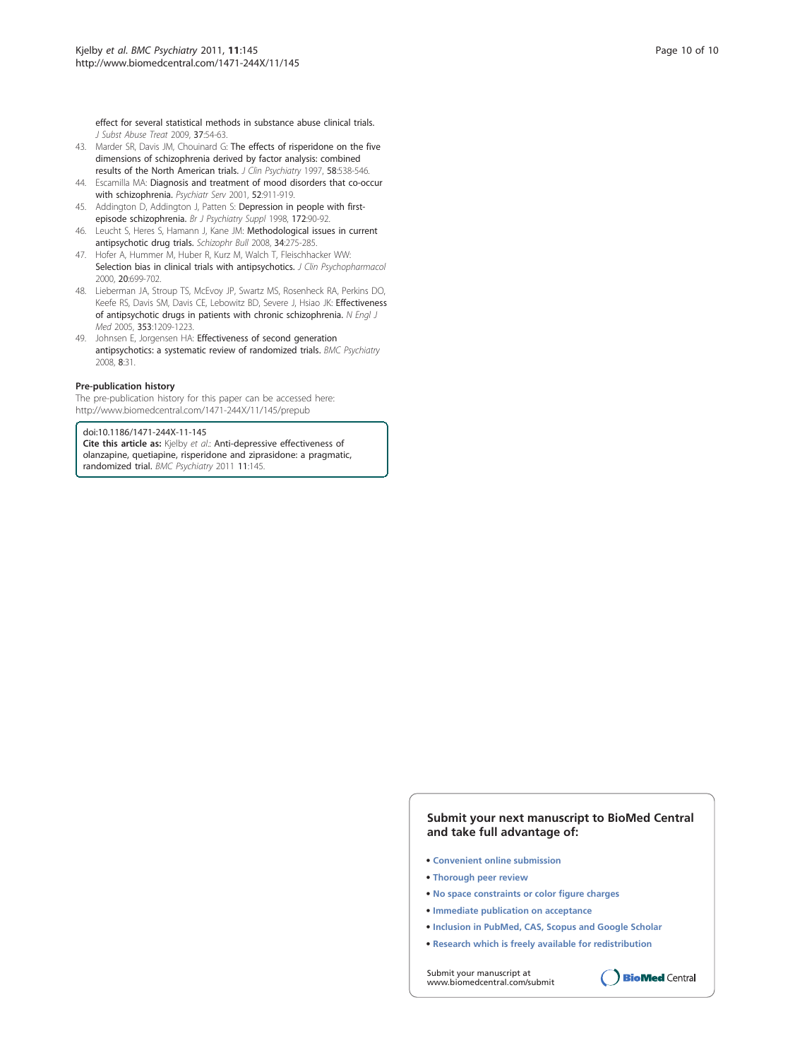effect for several statistical methods in substance abuse clinical trials. *J Subst Abuse Treat* 2009, **37**:54-63.

43. Marder SR, Davis JM, Chouinard G: **The effects of risperidone on the five dimensions of schizophrenia derived by factor analysis: combined results of the North American trials.** *J Clin Psychiatry* 1997, **58**:538-546.
44. Escamilla MA: **Diagnosis and treatment of mood disorders that co-occur with schizophrenia.** *Psychiatr Serv* 2001, **52**:911-919.
45. Addington D, Addington J, Patten S: **Depression in people with first-episode schizophrenia.** *Br J Psychiatry Suppl* 1998, **172**:90-92.
46. Leucht S, Heres S, Hamann J, Kane JM: **Methodological issues in current antipsychotic drug trials.** *Schizophr Bull* 2008, **34**:275-285.
47. Hofer A, Hummer M, Huber R, Kurz M, Walch T, Fleischhacker WW: **Selection bias in clinical trials with antipsychotics.** *J Clin Psychopharmacol* 2000, **20**:699-702.
48. Lieberman JA, Stroup TS, McEvoy JP, Swartz MS, Rosenheck RA, Perkins DO, Keefe RS, Davis SM, Davis CE, Lebowitz BD, Severe J, Hsiao JK: **Effectiveness of antipsychotic drugs in patients with chronic schizophrenia.** *N Engl J Med* 2005, **353**:1209-1223.
49. Johnsen E, Jorgensen HA: **Effectiveness of second generation antipsychotics: a systematic review of randomized trials.** *BMC Psychiatry* 2008, **8**:31.

### Pre-publication history

The pre-publication history for this paper can be accessed here:
http://www.biomedcentral.com/1471-244X/11/145/prepub

doi:10.1186/1471-244X-11-145
**Cite this article as:** Kjelby *et al.*: Anti-depressive effectiveness of olanzapine, quetiapine, risperidone and ziprasidone: a pragmatic, randomized trial. *BMC Psychiatry* 2011 **11**:145.

**Submit your next manuscript to BioMed Central and take full advantage of:**

- **Convenient online submission**
- **Thorough peer review**
- **No space constraints or color figure charges**
- **Immediate publication on acceptance**
- **Inclusion in PubMed, CAS, Scopus and Google Scholar**
- **Research which is freely available for redistribution**

Submit your manuscript at
www.biomedcentral.com/submit

BioMed Central